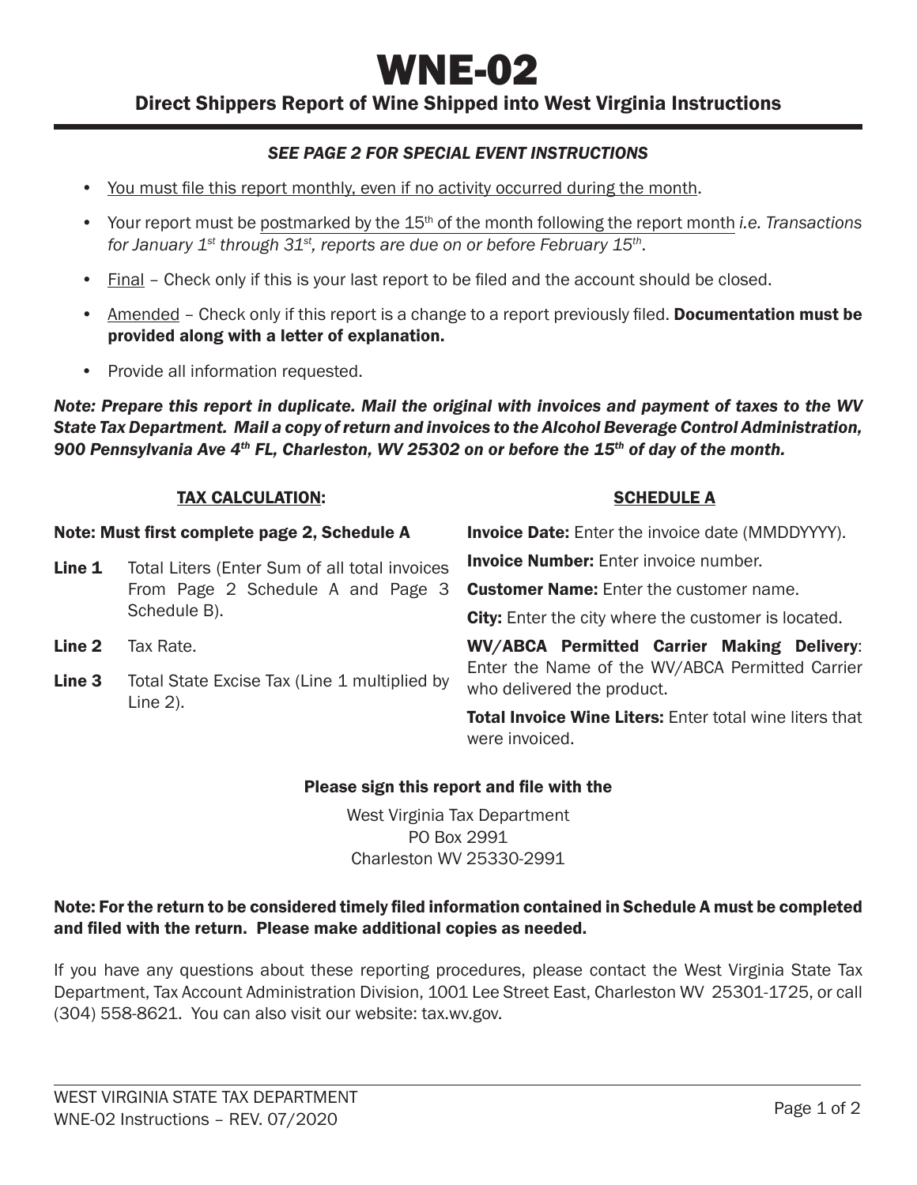# WNE-02

## Direct Shippers Report of Wine Shipped into West Virginia Instructions

***SEE PAGE 2 FOR SPECIAL EVENT INSTRUCTIONS***

- You must file this report monthly, even if no activity occurred during the month.
- Your report must be postmarked by the 15th of the month following the report month *i.e. Transactions for January 1st through 31st, reports are due on or before February 15th*.
- Final – Check only if this is your last report to be filed and the account should be closed.
- Amended – Check only if this report is a change to a report previously filed. **Documentation must be provided along with a letter of explanation.**
- Provide all information requested.

***Note: Prepare this report in duplicate. Mail the original with invoices and payment of taxes to the WV State Tax Department. Mail a copy of return and invoices to the Alcohol Beverage Control Administration, 900 Pennsylvania Ave 4th FL, Charleston, WV 25302 on or before the 15th of day of the month.***

### TAX CALCULATION:

**Note: Must first complete page 2, Schedule A**

**Line 1** Total Liters (Enter Sum of all total invoices From Page 2 Schedule A and Page 3 Schedule B).

**Line 2** Tax Rate.

**Line 3** Total State Excise Tax (Line 1 multiplied by Line 2).

### SCHEDULE A

**Invoice Date:** Enter the invoice date (MMDDYYYY).

**Invoice Number:** Enter invoice number.

**Customer Name:** Enter the customer name.

**City:** Enter the city where the customer is located.

**WV/ABCA Permitted Carrier Making Delivery**: Enter the Name of the WV/ABCA Permitted Carrier who delivered the product.

**Total Invoice Wine Liters:** Enter total wine liters that were invoiced.

**Please sign this report and file with the**

West Virginia Tax Department
PO Box 2991
Charleston WV 25330-2991

**Note: For the return to be considered timely filed information contained in Schedule A must be completed and filed with the return. Please make additional copies as needed.**

If you have any questions about these reporting procedures, please contact the West Virginia State Tax Department, Tax Account Administration Division, 1001 Lee Street East, Charleston WV 25301-1725, or call (304) 558-8621. You can also visit our website: tax.wv.gov.

WEST VIRGINIA STATE TAX DEPARTMENT
WNE-02 Instructions – REV. 07/2020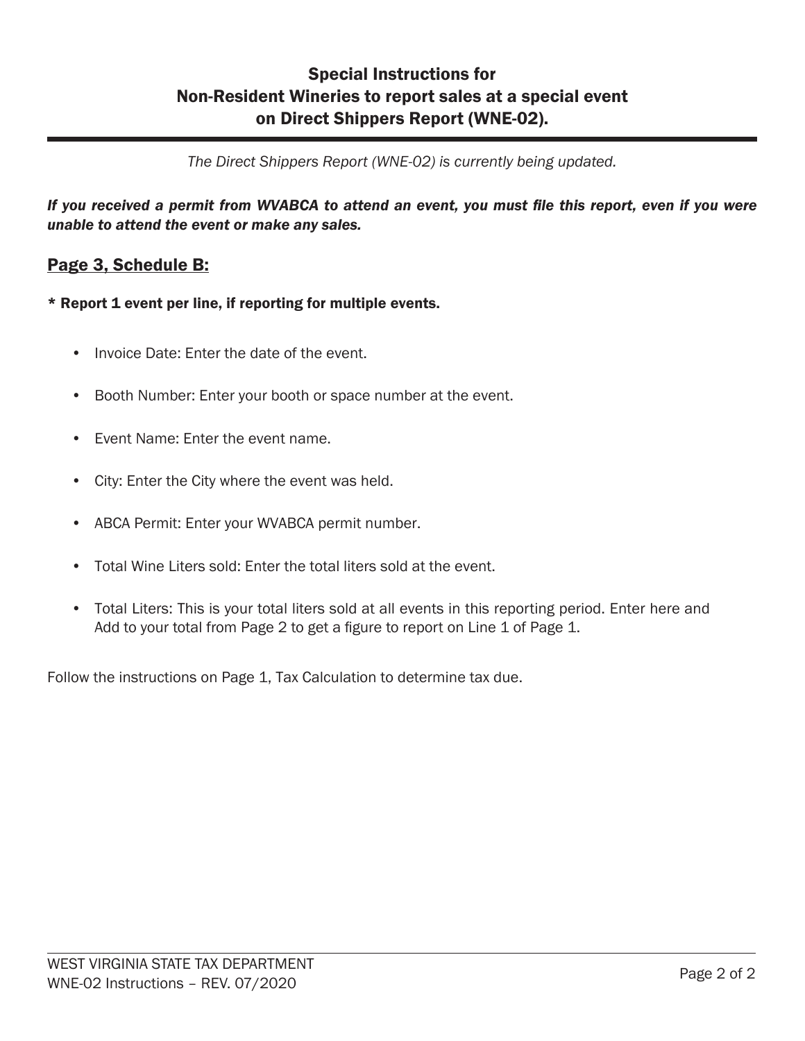## Special Instructions for Non-Resident Wineries to report sales at a special event on Direct Shippers Report (WNE-02).

*The Direct Shippers Report (WNE-02) is currently being updated.*

***If you received a permit from WVABCA to attend an event, you must file this report, even if you were unable to attend the event or make any sales.***

### Page 3, Schedule B:

**\* Report 1 event per line, if reporting for multiple events.**

- Invoice Date: Enter the date of the event.
- Booth Number: Enter your booth or space number at the event.
- Event Name: Enter the event name.
- City: Enter the City where the event was held.
- ABCA Permit: Enter your WVABCA permit number.
- Total Wine Liters sold: Enter the total liters sold at the event.
- Total Liters: This is your total liters sold at all events in this reporting period. Enter here and Add to your total from Page 2 to get a figure to report on Line 1 of Page 1.

Follow the instructions on Page 1, Tax Calculation to determine tax due.